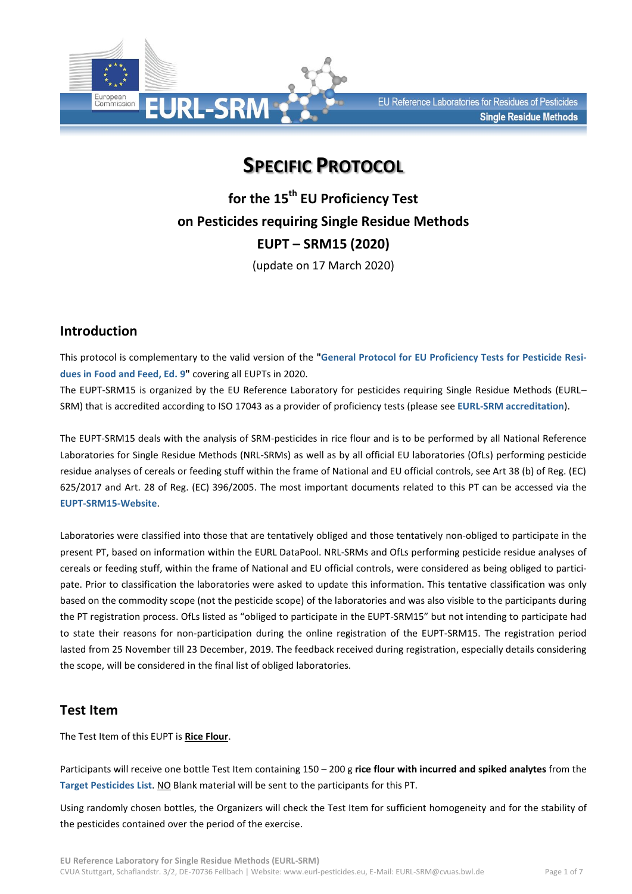# SPECIFIC PROTOCOL

## for the 15th EU Proficiency Test on Pesticides requiring Single Residue Methods EUPT – SRM15 (2020)

(update on 17 March 2020)

## Introduction

This protocol is complementary to the valid version of the "**General Protocol for EU Proficiency Tests for Pesticide Residues in Food and Feed, Ed. 9**" covering all EUPTs in 2020.

The EUPT-SRM15 is organized by the EU Reference Laboratory for pesticides requiring Single Residue Methods (EURL–SRM) that is accredited according to ISO 17043 as a provider of proficiency tests (please see **EURL-SRM accreditation**).

The EUPT-SRM15 deals with the analysis of SRM-pesticides in rice flour and is to be performed by all National Reference Laboratories for Single Residue Methods (NRL-SRMs) as well as by all official EU laboratories (OfLs) performing pesticide residue analyses of cereals or feeding stuff within the frame of National and EU official controls, see Art 38 (b) of Reg. (EC) 625/2017 and Art. 28 of Reg. (EC) 396/2005. The most important documents related to this PT can be accessed via the **EUPT-SRM15-Website**.

Laboratories were classified into those that are tentatively obliged and those tentatively non-obliged to participate in the present PT, based on information within the EURL DataPool. NRL-SRMs and OfLs performing pesticide residue analyses of cereals or feeding stuff, within the frame of National and EU official controls, were considered as being obliged to participate. Prior to classification the laboratories were asked to update this information. This tentative classification was only based on the commodity scope (not the pesticide scope) of the laboratories and was also visible to the participants during the PT registration process. OfLs listed as "obliged to participate in the EUPT-SRM15" but not intending to participate had to state their reasons for non-participation during the online registration of the EUPT-SRM15. The registration period lasted from 25 November till 23 December, 2019. The feedback received during registration, especially details considering the scope, will be considered in the final list of obliged laboratories.

## Test Item

The Test Item of this EUPT is **Rice Flour**.

Participants will receive one bottle Test Item containing 150 – 200 g **rice flour with incurred and spiked analytes** from the **Target Pesticides List**. NO Blank material will be sent to the participants for this PT.

Using randomly chosen bottles, the Organizers will check the Test Item for sufficient homogeneity and for the stability of the pesticides contained over the period of the exercise.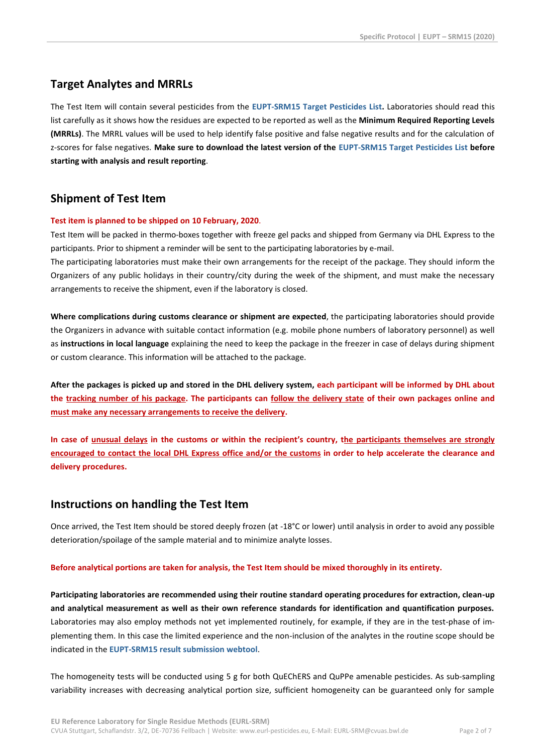## Target Analytes and MRRLs

The Test Item will contain several pesticides from the **EUPT-SRM15 Target Pesticides List.** Laboratories should read this list carefully as it shows how the residues are expected to be reported as well as the **Minimum Required Reporting Levels (MRRLs)**. The MRRL values will be used to help identify false positive and false negative results and for the calculation of z-scores for false negatives. **Make sure to download the latest version of the EUPT-SRM15 Target Pesticides List before starting with analysis and result reporting**.

## Shipment of Test Item

**Test item is planned to be shipped on 10 February, 2020**.

Test Item will be packed in thermo-boxes together with freeze gel packs and shipped from Germany via DHL Express to the participants. Prior to shipment a reminder will be sent to the participating laboratories by e-mail.

The participating laboratories must make their own arrangements for the receipt of the package. They should inform the Organizers of any public holidays in their country/city during the week of the shipment, and must make the necessary arrangements to receive the shipment, even if the laboratory is closed.

**Where complications during customs clearance or shipment are expected**, the participating laboratories should provide the Organizers in advance with suitable contact information (e.g. mobile phone numbers of laboratory personnel) as well as **instructions in local language** explaining the need to keep the package in the freezer in case of delays during shipment or custom clearance. This information will be attached to the package.

**After the packages is picked up and stored in the DHL delivery system, each participant will be informed by DHL about the tracking number of his package. The participants can follow the delivery state of their own packages online and must make any necessary arrangements to receive the delivery.**

**In case of unusual delays in the customs or within the recipient's country, the participants themselves are strongly encouraged to contact the local DHL Express office and/or the customs in order to help accelerate the clearance and delivery procedures.**

## Instructions on handling the Test Item

Once arrived, the Test Item should be stored deeply frozen (at -18°C or lower) until analysis in order to avoid any possible deterioration/spoilage of the sample material and to minimize analyte losses.

**Before analytical portions are taken for analysis, the Test Item should be mixed thoroughly in its entirety.**

**Participating laboratories are recommended using their routine standard operating procedures for extraction, clean-up and analytical measurement as well as their own reference standards for identification and quantification purposes.** Laboratories may also employ methods not yet implemented routinely, for example, if they are in the test-phase of implementing them. In this case the limited experience and the non-inclusion of the analytes in the routine scope should be indicated in the **EUPT-SRM15 result submission webtool**.

The homogeneity tests will be conducted using 5 g for both QuEChERS and QuPPe amenable pesticides. As sub-sampling variability increases with decreasing analytical portion size, sufficient homogeneity can be guaranteed only for sample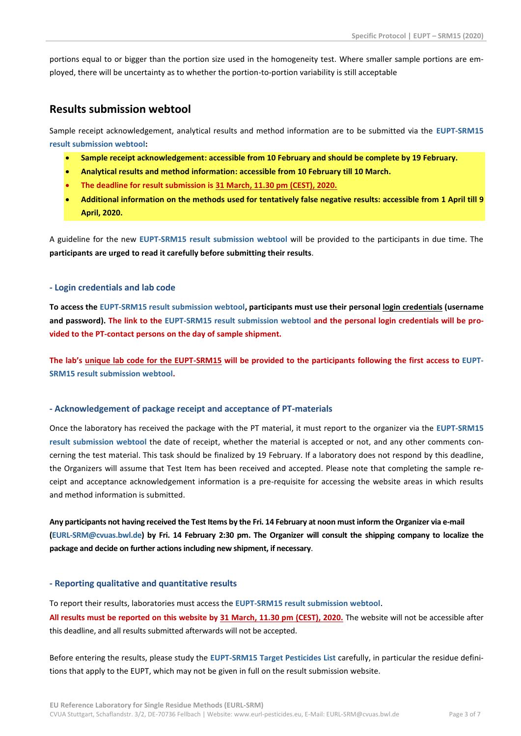portions equal to or bigger than the portion size used in the homogeneity test. Where smaller sample portions are employed, there will be uncertainty as to whether the portion-to-portion variability is still acceptable

## Results submission webtool

Sample receipt acknowledgement, analytical results and method information are to be submitted via the **EUPT-SRM15 result submission webtool**:

- **Sample receipt acknowledgement: accessible from 10 February and should be complete by 19 February.**
- **Analytical results and method information: accessible from 10 February till 10 March.**
- **The deadline for result submission is 31 March, 11.30 pm (CEST), 2020.**
- **Additional information on the methods used for tentatively false negative results: accessible from 1 April till 9 April, 2020.**

A guideline for the new **EUPT-SRM15 result submission webtool** will be provided to the participants in due time. The **participants are urged to read it carefully before submitting their results**.

### - Login credentials and lab code

**To access the EUPT-SRM15 result submission webtool, participants must use their personal login credentials (username and password). The link to the EUPT-SRM15 result submission webtool and the personal login credentials will be provided to the PT-contact persons on the day of sample shipment.**

**The lab's unique lab code for the EUPT-SRM15 will be provided to the participants following the first access to EUPT-SRM15 result submission webtool.**

### - Acknowledgement of package receipt and acceptance of PT-materials

Once the laboratory has received the package with the PT material, it must report to the organizer via the **EUPT-SRM15 result submission webtool** the date of receipt, whether the material is accepted or not, and any other comments concerning the test material. This task should be finalized by 19 February. If a laboratory does not respond by this deadline, the Organizers will assume that Test Item has been received and accepted. Please note that completing the sample receipt and acceptance acknowledgement information is a pre-requisite for accessing the website areas in which results and method information is submitted.

**Any participants not having received the Test Items by the Fri. 14 February at noon must inform the Organizer via e-mail (EURL-SRM@cvuas.bwl.de) by Fri. 14 February 2:30 pm. The Organizer will consult the shipping company to localize the package and decide on further actions including new shipment, if necessary**.

### - Reporting qualitative and quantitative results

To report their results, laboratories must access the **EUPT-SRM15 result submission webtool**.

**All results must be reported on this website by 31 March, 11.30 pm (CEST), 2020.** The website will not be accessible after this deadline, and all results submitted afterwards will not be accepted.

Before entering the results, please study the **EUPT-SRM15 Target Pesticides List** carefully, in particular the residue definitions that apply to the EUPT, which may not be given in full on the result submission website.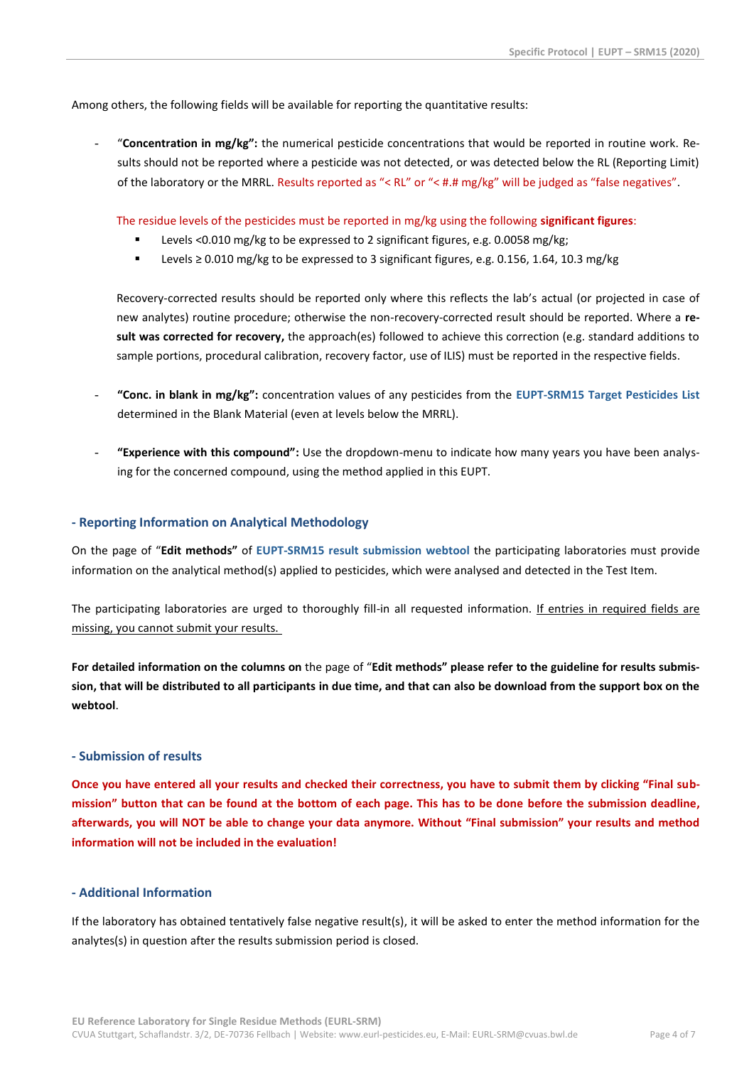Among others, the following fields will be available for reporting the quantitative results:

- "**Concentration in mg/kg":** the numerical pesticide concentrations that would be reported in routine work. Results should not be reported where a pesticide was not detected, or was detected below the RL (Reporting Limit) of the laboratory or the MRRL. Results reported as "< RL" or "< #.# mg/kg" will be judged as "false negatives".

  The residue levels of the pesticides must be reported in mg/kg using the following **significant figures**:
  - Levels <0.010 mg/kg to be expressed to 2 significant figures, e.g. 0.0058 mg/kg;
  - Levels ≥ 0.010 mg/kg to be expressed to 3 significant figures, e.g. 0.156, 1.64, 10.3 mg/kg

  Recovery-corrected results should be reported only where this reflects the lab's actual (or projected in case of new analytes) routine procedure; otherwise the non-recovery-corrected result should be reported. Where a **result was corrected for recovery,** the approach(es) followed to achieve this correction (e.g. standard additions to sample portions, procedural calibration, recovery factor, use of ILIS) must be reported in the respective fields.

- **"Conc. in blank in mg/kg":** concentration values of any pesticides from the **EUPT-SRM15 Target Pesticides List** determined in the Blank Material (even at levels below the MRRL).

- **"Experience with this compound":** Use the dropdown-menu to indicate how many years you have been analysing for the concerned compound, using the method applied in this EUPT.

## - Reporting Information on Analytical Methodology

On the page of "**Edit methods"** of **EUPT-SRM15 result submission webtool** the participating laboratories must provide information on the analytical method(s) applied to pesticides, which were analysed and detected in the Test Item.

The participating laboratories are urged to thoroughly fill-in all requested information. If entries in required fields are missing, you cannot submit your results.

**For detailed information on the columns on** the page of "**Edit methods" please refer to the guideline for results submission, that will be distributed to all participants in due time, and that can also be download from the support box on the webtool**.

## - Submission of results

**Once you have entered all your results and checked their correctness, you have to submit them by clicking "Final submission" button that can be found at the bottom of each page. This has to be done before the submission deadline, afterwards, you will NOT be able to change your data anymore. Without "Final submission" your results and method information will not be included in the evaluation!**

## - Additional Information

If the laboratory has obtained tentatively false negative result(s), it will be asked to enter the method information for the analytes(s) in question after the results submission period is closed.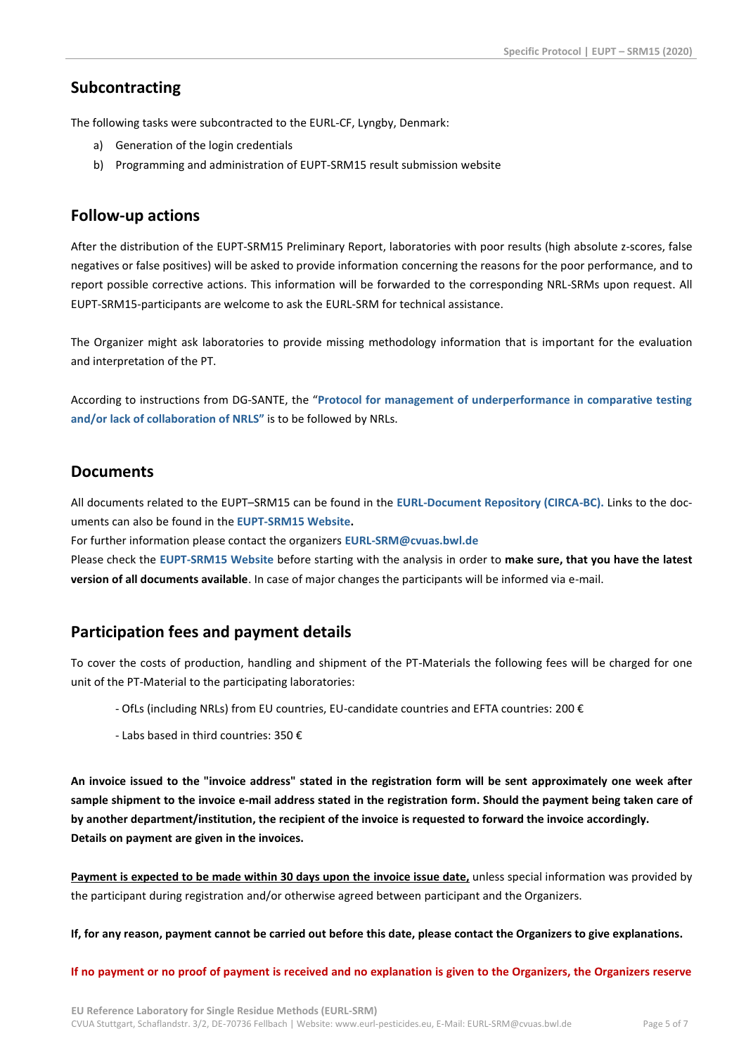## Subcontracting

The following tasks were subcontracted to the EURL-CF, Lyngby, Denmark:

a) Generation of the login credentials
b) Programming and administration of EUPT-SRM15 result submission website

## Follow-up actions

After the distribution of the EUPT-SRM15 Preliminary Report, laboratories with poor results (high absolute z-scores, false negatives or false positives) will be asked to provide information concerning the reasons for the poor performance, and to report possible corrective actions. This information will be forwarded to the corresponding NRL-SRMs upon request. All EUPT-SRM15-participants are welcome to ask the EURL-SRM for technical assistance.

The Organizer might ask laboratories to provide missing methodology information that is important for the evaluation and interpretation of the PT.

According to instructions from DG-SANTE, the "**Protocol for management of underperformance in comparative testing and/or lack of collaboration of NRLS"** is to be followed by NRLs.

## Documents

All documents related to the EUPT–SRM15 can be found in the **EURL-Document Repository (CIRCA-BC).** Links to the documents can also be found in the **EUPT-SRM15 Website.**

For further information please contact the organizers **EURL-SRM@cvuas.bwl.de**

Please check the **EUPT-SRM15 Website** before starting with the analysis in order to **make sure, that you have the latest version of all documents available**. In case of major changes the participants will be informed via e-mail.

## Participation fees and payment details

To cover the costs of production, handling and shipment of the PT-Materials the following fees will be charged for one unit of the PT-Material to the participating laboratories:

- OfLs (including NRLs) from EU countries, EU-candidate countries and EFTA countries: 200 €

- Labs based in third countries: 350 €

**An invoice issued to the "invoice address" stated in the registration form will be sent approximately one week after sample shipment to the invoice e-mail address stated in the registration form. Should the payment being taken care of by another department/institution, the recipient of the invoice is requested to forward the invoice accordingly.**
**Details on payment are given in the invoices.**

**Payment is expected to be made within 30 days upon the invoice issue date,** unless special information was provided by the participant during registration and/or otherwise agreed between participant and the Organizers.

**If, for any reason, payment cannot be carried out before this date, please contact the Organizers to give explanations.**

**If no payment or no proof of payment is received and no explanation is given to the Organizers, the Organizers reserve**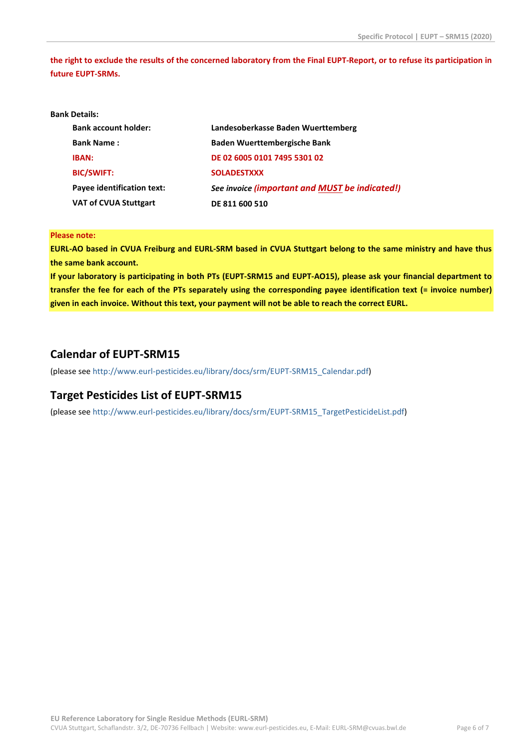**the right to exclude the results of the concerned laboratory from the Final EUPT-Report, or to refuse its participation in future EUPT-SRMs.**

**Bank Details:**

| | |
|---|---|
| **Bank account holder:** | **Landesoberkasse Baden Wuerttemberg** |
| **Bank Name :** | **Baden Wuerttembergische Bank** |
| **IBAN:** | **DE 02 6005 0101 7495 5301 02** |
| **BIC/SWIFT:** | **SOLADESTXXX** |
| **Payee identification text:** | ***See invoice (important and MUST be indicated!)*** |
| **VAT of CVUA Stuttgart** | **DE 811 600 510** |

**Please note:**

**EURL-AO based in CVUA Freiburg and EURL-SRM based in CVUA Stuttgart belong to the same ministry and have thus the same bank account.**

**If your laboratory is participating in both PTs (EUPT-SRM15 and EUPT-AO15), please ask your financial department to transfer the fee for each of the PTs separately using the corresponding payee identification text (= invoice number) given in each invoice. Without this text, your payment will not be able to reach the correct EURL.**

## Calendar of EUPT-SRM15

(please see http://www.eurl-pesticides.eu/library/docs/srm/EUPT-SRM15_Calendar.pdf)

## Target Pesticides List of EUPT-SRM15

(please see http://www.eurl-pesticides.eu/library/docs/srm/EUPT-SRM15_TargetPesticideList.pdf)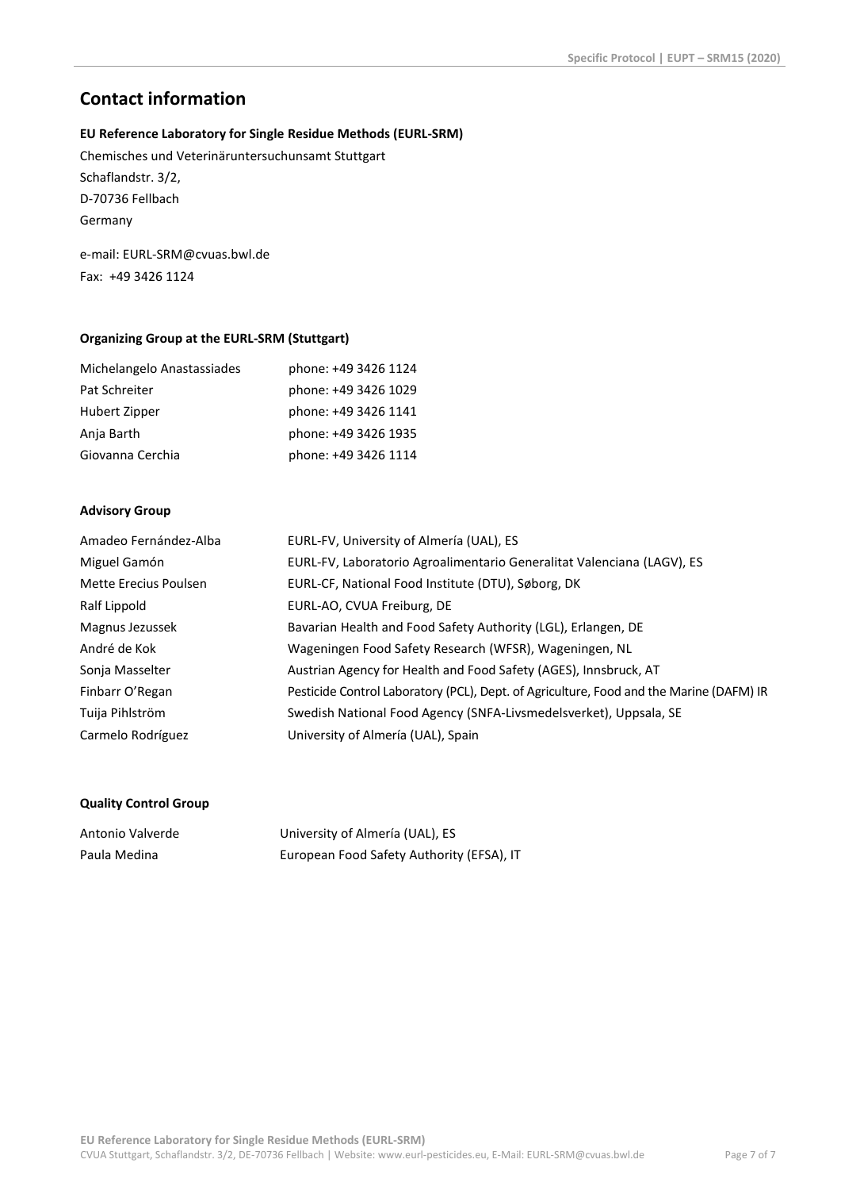## Contact information

**EU Reference Laboratory for Single Residue Methods (EURL-SRM)**

Chemisches und Veterinäruntersuchunsamt Stuttgart
Schaflandstr. 3/2,
D-70736 Fellbach
Germany

e-mail: EURL-SRM@cvuas.bwl.de
Fax: +49 3426 1124

**Organizing Group at the EURL-SRM (Stuttgart)**

| | |
|---|---|
| Michelangelo Anastassiades | phone: +49 3426 1124 |
| Pat Schreiter | phone: +49 3426 1029 |
| Hubert Zipper | phone: +49 3426 1141 |
| Anja Barth | phone: +49 3426 1935 |
| Giovanna Cerchia | phone: +49 3426 1114 |

**Advisory Group**

| | |
|---|---|
| Amadeo Fernández-Alba | EURL-FV, University of Almería (UAL), ES |
| Miguel Gamón | EURL-FV, Laboratorio Agroalimentario Generalitat Valenciana (LAGV), ES |
| Mette Erecius Poulsen | EURL-CF, National Food Institute (DTU), Søborg, DK |
| Ralf Lippold | EURL-AO, CVUA Freiburg, DE |
| Magnus Jezussek | Bavarian Health and Food Safety Authority (LGL), Erlangen, DE |
| André de Kok | Wageningen Food Safety Research (WFSR), Wageningen, NL |
| Sonja Masselter | Austrian Agency for Health and Food Safety (AGES), Innsbruck, AT |
| Finbarr O'Regan | Pesticide Control Laboratory (PCL), Dept. of Agriculture, Food and the Marine (DAFM) IR |
| Tuija Pihlström | Swedish National Food Agency (SNFA-Livsmedelsverket), Uppsala, SE |
| Carmelo Rodríguez | University of Almería (UAL), Spain |

**Quality Control Group**

| | |
|---|---|
| Antonio Valverde | University of Almería (UAL), ES |
| Paula Medina | European Food Safety Authority (EFSA), IT |